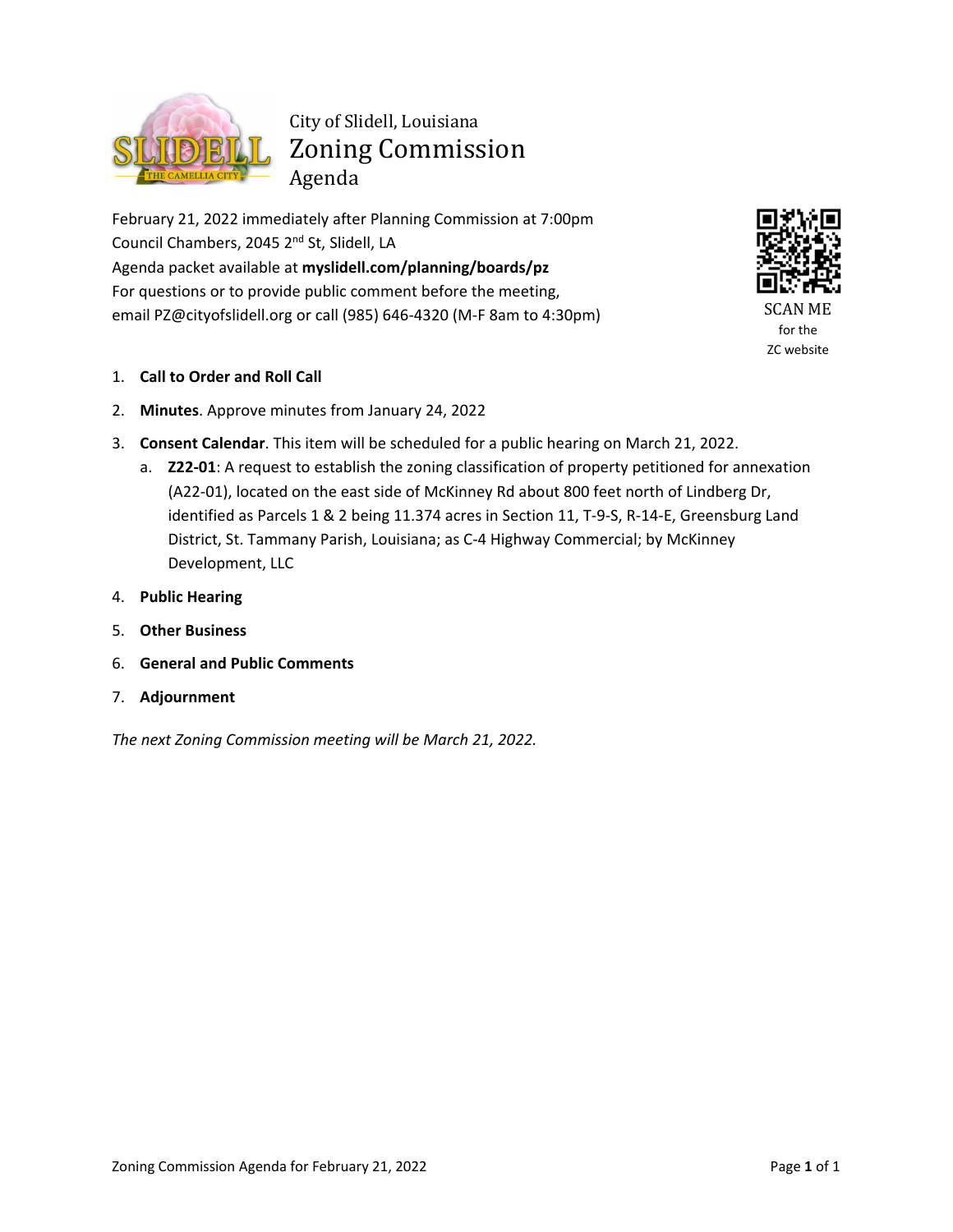City of Slidell, Louisiana

# Zoning Commission

## Agenda

February 21, 2022 immediately after Planning Commission at 7:00pm
Council Chambers, 2045 2nd St, Slidell, LA
Agenda packet available at **myslidell.com/planning/boards/pz**
For questions or to provide public comment before the meeting,
email PZ@cityofslidell.org or call (985) 646-4320 (M-F 8am to 4:30pm)

SCAN ME
for the
ZC website

1. **Call to Order and Roll Call**
2. **Minutes**. Approve minutes from January 24, 2022
3. **Consent Calendar**. This item will be scheduled for a public hearing on March 21, 2022.
   a. **Z22-01**: A request to establish the zoning classification of property petitioned for annexation (A22-01), located on the east side of McKinney Rd about 800 feet north of Lindberg Dr, identified as Parcels 1 & 2 being 11.374 acres in Section 11, T-9-S, R-14-E, Greensburg Land District, St. Tammany Parish, Louisiana; as C-4 Highway Commercial; by McKinney Development, LLC
4. **Public Hearing**
5. **Other Business**
6. **General and Public Comments**
7. **Adjournment**

*The next Zoning Commission meeting will be March 21, 2022.*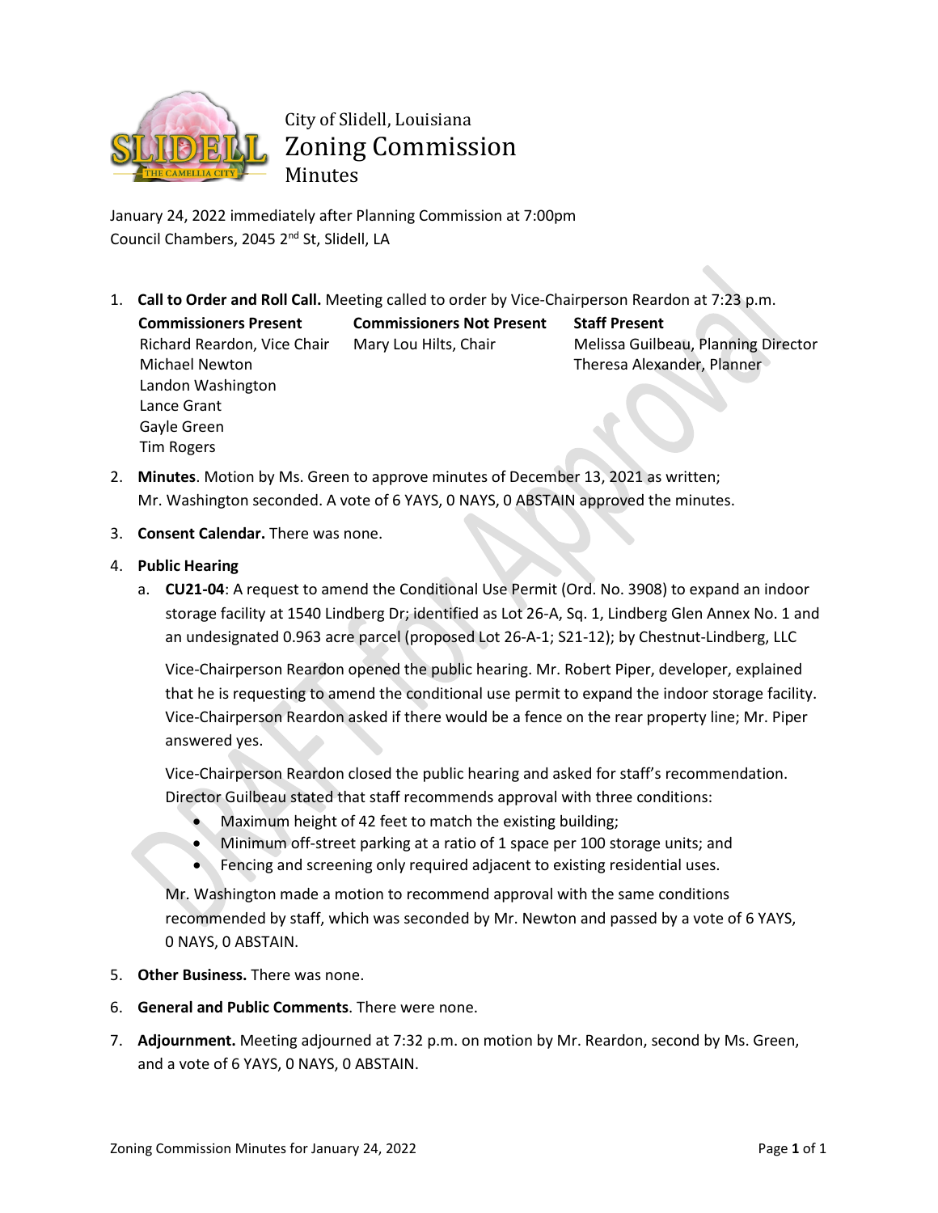# City of Slidell, Louisiana
# Zoning Commission
## Minutes

January 24, 2022 immediately after Planning Commission at 7:00pm
Council Chambers, 2045 2nd St, Slidell, LA

1. **Call to Order and Roll Call.** Meeting called to order by Vice-Chairperson Reardon at 7:23 p.m.

| Commissioners Present | Commissioners Not Present | Staff Present |
|---|---|---|
| Richard Reardon, Vice Chair | Mary Lou Hilts, Chair | Melissa Guilbeau, Planning Director |
| Michael Newton | | Theresa Alexander, Planner |
| Landon Washington | | |
| Lance Grant | | |
| Gayle Green | | |
| Tim Rogers | | |

2. **Minutes**. Motion by Ms. Green to approve minutes of December 13, 2021 as written; Mr. Washington seconded. A vote of 6 YAYS, 0 NAYS, 0 ABSTAIN approved the minutes.

3. **Consent Calendar.** There was none.

4. **Public Hearing**

   a. **CU21-04**: A request to amend the Conditional Use Permit (Ord. No. 3908) to expand an indoor storage facility at 1540 Lindberg Dr; identified as Lot 26-A, Sq. 1, Lindberg Glen Annex No. 1 and an undesignated 0.963 acre parcel (proposed Lot 26-A-1; S21-12); by Chestnut-Lindberg, LLC

   Vice-Chairperson Reardon opened the public hearing. Mr. Robert Piper, developer, explained that he is requesting to amend the conditional use permit to expand the indoor storage facility. Vice-Chairperson Reardon asked if there would be a fence on the rear property line; Mr. Piper answered yes.

   Vice-Chairperson Reardon closed the public hearing and asked for staff's recommendation. Director Guilbeau stated that staff recommends approval with three conditions:

   - Maximum height of 42 feet to match the existing building;
   - Minimum off-street parking at a ratio of 1 space per 100 storage units; and
   - Fencing and screening only required adjacent to existing residential uses.

   Mr. Washington made a motion to recommend approval with the same conditions recommended by staff, which was seconded by Mr. Newton and passed by a vote of 6 YAYS, 0 NAYS, 0 ABSTAIN.

5. **Other Business.** There was none.

6. **General and Public Comments**. There were none.

7. **Adjournment.** Meeting adjourned at 7:32 p.m. on motion by Mr. Reardon, second by Ms. Green, and a vote of 6 YAYS, 0 NAYS, 0 ABSTAIN.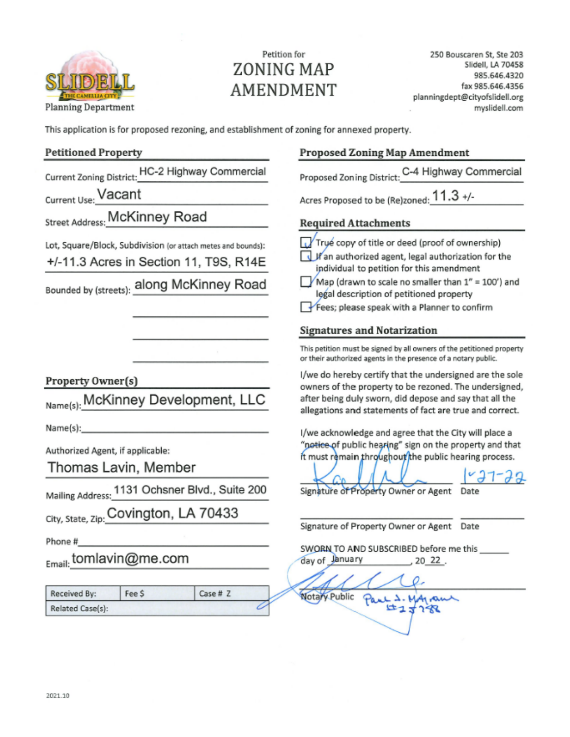SLIDELL
THE CAMELLIA CITY
Planning Department

# Petition for ZONING MAP AMENDMENT

250 Bouscaren St, Ste 203
Slidell, LA 70458
985.646.4320
fax 985.646.4356
planningdept@cityofslidell.org
myslidell.com

This application is for proposed rezoning, and establishment of zoning for annexed property.

## Petitioned Property

Current Zoning District: HC-2 Highway Commercial

Current Use: Vacant

Street Address: McKinney Road

Lot, Square/Block, Subdivision (or attach metes and bounds): +/-11.3 Acres in Section 11, T9S, R14E

Bounded by (streets): along McKinney Road

## Property Owner(s)

Name(s): McKinney Development, LLC

Name(s): 

Authorized Agent, if applicable: Thomas Lavin, Member

Mailing Address: 1131 Ochsner Blvd., Suite 200

City, State, Zip: Covington, LA 70433

Phone #: 

Email: tomlavin@me.com

| Received By: | Fee $ | Case # Z |
|---|---|---|
| Related Case(s): | | |

## Proposed Zoning Map Amendment

Proposed Zoning District: C-4 Highway Commercial

Acres Proposed to be (Re)zoned: 11.3 +/-

## Required Attachments

- [x] True copy of title or deed (proof of ownership)
- [x] If an authorized agent, legal authorization for the individual to petition for this amendment
- [x] Map (drawn to scale no smaller than 1" = 100') and legal description of petitioned property
- [x] Fees; please speak with a Planner to confirm

## Signatures and Notarization

This petition must be signed by all owners of the petitioned property or their authorized agents in the presence of a notary public.

I/we do hereby certify that the undersigned are the sole owners of the property to be rezoned. The undersigned, after being duly sworn, did depose and say that all the allegations and statements of fact are true and correct.

I/we acknowledge and agree that the City will place a "notice of public hearing" sign on the property and that it must remain throughout the public hearing process.

Signature of Property Owner or Agent: [signature] Date: 1-27-22

Signature of Property Owner or Agent: ____________ Date: ________

SWORN TO AND SUBSCRIBED before me this ______ day of January, 20 22.

Notary Public: [signature] Paul J. Mayronne #25788

2021.10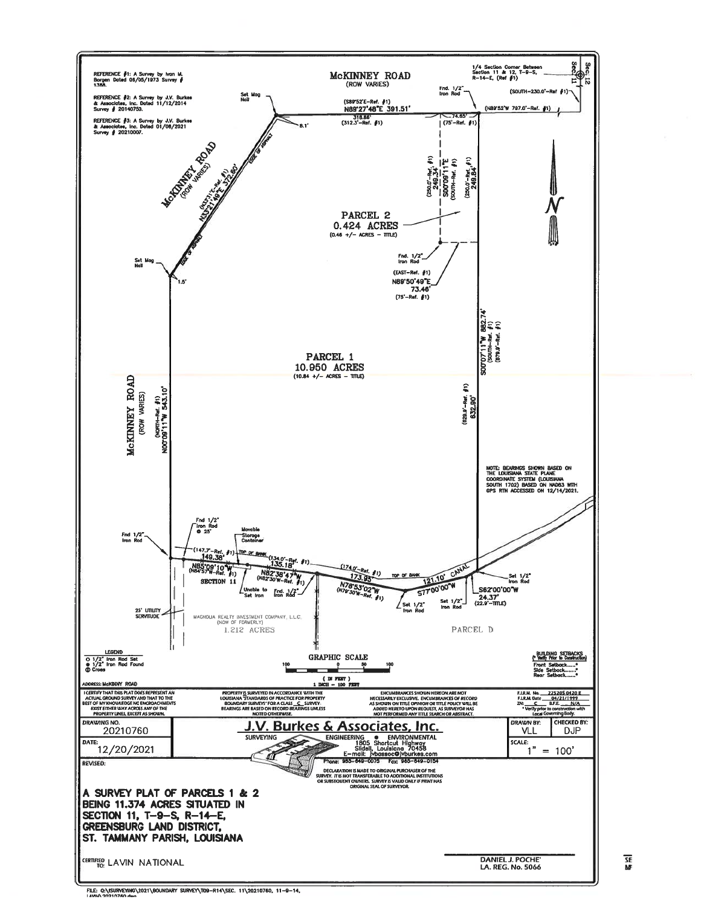REFERENCE #1: A Survey by Ivan M. Borgen Dated 05/05/1973 Survey # 1388.

REFERENCE #2: A Survey by J.V. Burkes & Associates, Inc. Dated 11/12/2014 Survey # 20140750.

REFERENCE #3: A Survey by J.V. Burkes & Associates, Inc. Dated 01/06/2021 Survey # 20210007.

McKINNEY ROAD
(ROW VARIES)

Set Mag Nail

(S89°52'E–Ref. #1)
N89°27'48"E 391.51'
316.86'
(312.3'–Ref. #1)
8.1'
74.65'
(75'–Ref. #1)

Fnd. 1/2" Iron Rod

1/4 Section Corner Between Section 11 & 12, T–9–S, R–14–E, (Ref #1)

(SOUTH–230.0'–Ref #1)

(N89°52'W 797.0'–Ref. #1)

Sec. 12
Sec. 11

McKINNEY ROAD
(ROW VARIES)
EDGE OF ASPHALT
(N33°51'E–Ref. #1)
N33°21'49"E 372.60'

(250.0'–Ref. #1)
249.34'
S00°09'11"E
(SOUTH–Ref. #1)
(250.0'–Ref. #1)
249.84'

PARCEL 2
0.424 ACRES
(0.46 +/– ACRES – TITLE)

Fnd. 1/2" Iron Rod
(EAST–Ref. #1)
N89°50'49"E
73.46'
(75'–Ref. #1)

Set Mag Nail
1.5'

S00°07'11"W 882.74'
(SOUTH–Ref. #1)
(879.9'–Ref. #1)

PARCEL 1
10.950 ACRES
(10.84 +/– ACRES – TITLE)

McKINNEY ROAD
(ROW VARIES)
(NORTH–Ref. #1)
N00°09'11"W 543.10'

(629.9'–Ref. #1)
632.90'

NOTE: BEARINGS SHOWN BASED ON THE LOUISIANA STATE PLANE COORDINATE SYSTEM (LOUISIANA SOUTH 1702) BASED ON NAD83 WITH GPS RTN ACCESSED ON 12/14/2021.

Fnd 1/2" Iron Rod @ 25'
Fnd 1/2" Iron Rod
Movable Storage Container
TOP OF BANK
(147.7'–Ref. #1)
149.38'
N85°09'10"W
(N84°57'W–Ref. #1)
(134.0'–Ref. #1)
135.18'
N82°38'47"W
(N82°30'W–Ref. #1)
(174.0'–Ref. #1)
173.95'
N78°53'02"W
(N78°30'W–Ref. #1)
TOP OF BANK
121.10' CANAL
S77°00'00"W
Set 1/2" Iron Rod
S62°00'00"W
24.37'
(22.9'–TITLE)
SECTION 11
Unable to Set Iron
Fnd. 1/2" Iron Rod
Set 1/2" Iron Rod
Set 1/2" Iron Rod

25' UTILITY SERVITUDE

MAGNOLIA REALTY INVESTMENT COMPANY, L.L.C. (NOW OF FORMERLY)
1.212 ACRES

PARCEL D

LEGEND
○ 1/2" Iron Rod Set
● 1/2" Iron Rod Found
⊕ Cross

GRAPHIC SCALE
100 0 50 100
( IN FEET )
1 INCH = 100 FEET

BUILDING SETBACKS
(* Verify Prior to Construction)
Front Setback......*
Side Setback......*
Rear Setback......*

ADDRESS: McKINNEY ROAD

I CERTIFY THAT THIS PLAT DOES REPRESENT AN ACTUAL GROUND SURVEY AND THAT TO THE BEST OF MY KNOWLEDGE NO ENCROACHMENTS EXIST EITHER WAY ACROSS ANY OF THE PROPERTY LINES, EXCEPT AS SHOWN.

PROPERTY IS SURVEYED IN ACCORDANCE WITH THE LOUISIANA "STANDARDS OF PRACTICE FOR PROPERTY BOUNDARY SURVEYS" FOR A CLASS C SURVEY. BEARINGS ARE BASED ON RECORD BEARINGS UNLESS NOTED OTHERWISE.

ENCUMBRANCES SHOWN HEREON ARE NOT NECESSARILY EXCLUSIVE. ENCUMBRANCES OF RECORD AS SHOWN ON TITLE OPINION OR TITLE POLICY WILL BE ADDED HERETO UPON REQUEST, AS SURVEYOR HAS NOT PERFORMED ANY TITLE SEARCH OR ABSTRACT.

F.I.R.M. No. 225205 0420 E
F.I.R.M. Date 04/21/1999
ZN: C B.F.E. N/A
* Verify prior to construction with Local Governing Body.

DRAWING NO.: 20210760

DATE: 12/20/2021

REVISED:

**J.V. Burkes & Associates, Inc.**
SURVEYING • ENGINEERING • ENVIRONMENTAL
1805 Shortcut Highway
Slidell, Louisiana 70458
E-mail: jvbassoc@jvburkes.com
Phone: 985-649-0075 Fax: 985-649-0154

DECLARATION IS MADE TO ORIGINAL PURCHASER OF THE SURVEY. IT IS NOT TRANSFERABLE TO ADDITIONAL INSTITUTIONS OR SUBSEQUENT OWNERS. SURVEY IS VALID ONLY IF PRINT HAS ORIGINAL SEAL OF SURVEYOR.

DRAWN BY: VLL
CHECKED BY: DJP
SCALE: 1" = 100'

**A SURVEY PLAT OF PARCELS 1 & 2 BEING 11.374 ACRES SITUATED IN SECTION 11, T–9–S, R–14–E, GREENSBURG LAND DISTRICT, ST. TAMMANY PARISH, LOUISIANA**

CERTIFIED TO: LAVIN NATIONAL

DANIEL J. POCHE'
LA. REG. No. 5066

FILE: Q:\SURVEYING\2021\BOUNDARY SURVEY\T09–R14\SEC. 11\20210760, 11–9–14, LAVIN 20210760.dwg